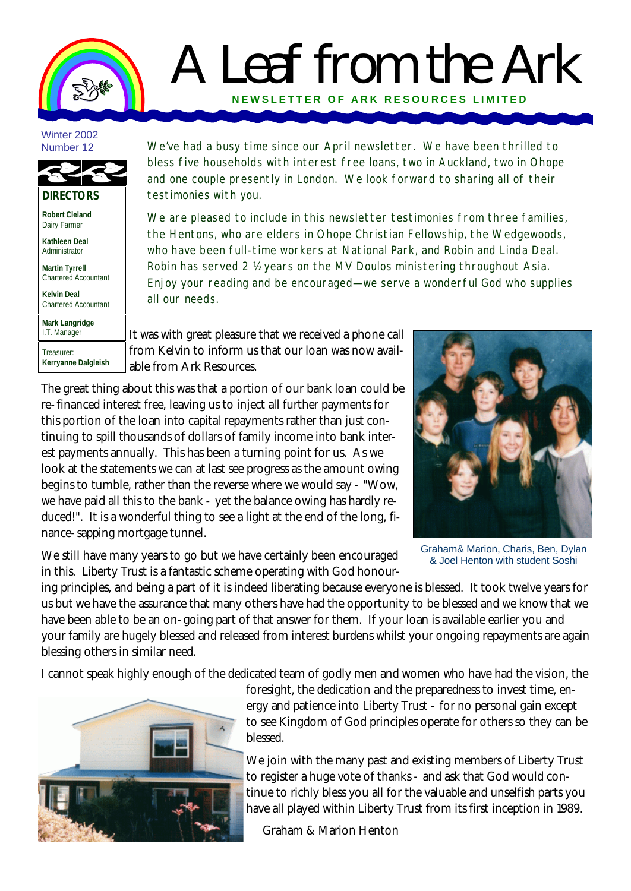# A Leaf from the Ark

**NEWSLETTER OF ARK RESOURCES LIMITED**

Winter 2002
Number 12

**DIRECTORS**

**Robert Cleland**
Dairy Farmer

**Kathleen Deal**
Administrator

**Martin Tyrrell**
Chartered Accountant

**Kelvin Deal**
Chartered Accountant

**Mark Langridge**
I.T. Manager

Treasurer:
**Kerryanne Dalgleish**

*We've had a busy time since our April newsletter. We have been thrilled to bless five households with interest free loans, two in Auckland, two in Ohope and one couple presently in London. We look forward to sharing all of their testimonies with you.*

*We are pleased to include in this newsletter testimonies from three families, the Hentons, who are elders in Ohope Christian Fellowship, the Wedgewoods, who have been full-time workers at National Park, and Robin and Linda Deal. Robin has served 2 ½ years on the MV Doulos ministering throughout Asia. Enjoy your reading and be encouraged—we serve a wonderful God who supplies all our needs.*

It was with great pleasure that we received a phone call from Kelvin to inform us that our loan was now available from Ark Resources.

The great thing about this was that a portion of our bank loan could be re-financed interest free, leaving us to inject all further payments for this portion of the loan into capital repayments rather than just continuing to spill thousands of dollars of family income into bank interest payments annually. This has been a turning point for us. As we look at the statements we can at last see progress as the amount owing begins to tumble, rather than the reverse where we would say - "Wow, we have paid all this to the bank - yet the balance owing has hardly reduced!". It is a wonderful thing to see a light at the end of the long, finance-sapping mortgage tunnel.

Graham& Marion, Charis, Ben, Dylan & Joel Henton with student Soshi

We still have many years to go but we have certainly been encouraged in this. Liberty Trust is a fantastic scheme operating with God honouring principles, and being a part of it is indeed liberating because everyone is blessed. It took twelve years for us but we have the assurance that many others have had the opportunity to be blessed and we know that we have been able to be an on-going part of that answer for them. If your loan is available earlier you and your family are hugely blessed and released from interest burdens whilst your ongoing repayments are again blessing others in similar need.

I cannot speak highly enough of the dedicated team of godly men and women who have had the vision, the foresight, the dedication and the preparedness to invest time, energy and patience into Liberty Trust - for no personal gain except to see Kingdom of God principles operate for others so they can be blessed.

We join with the many past and existing members of Liberty Trust to register a huge vote of thanks - and ask that God would continue to richly bless you all for the valuable and unselfish parts you have all played within Liberty Trust from its first inception in 1989.

Graham & Marion Henton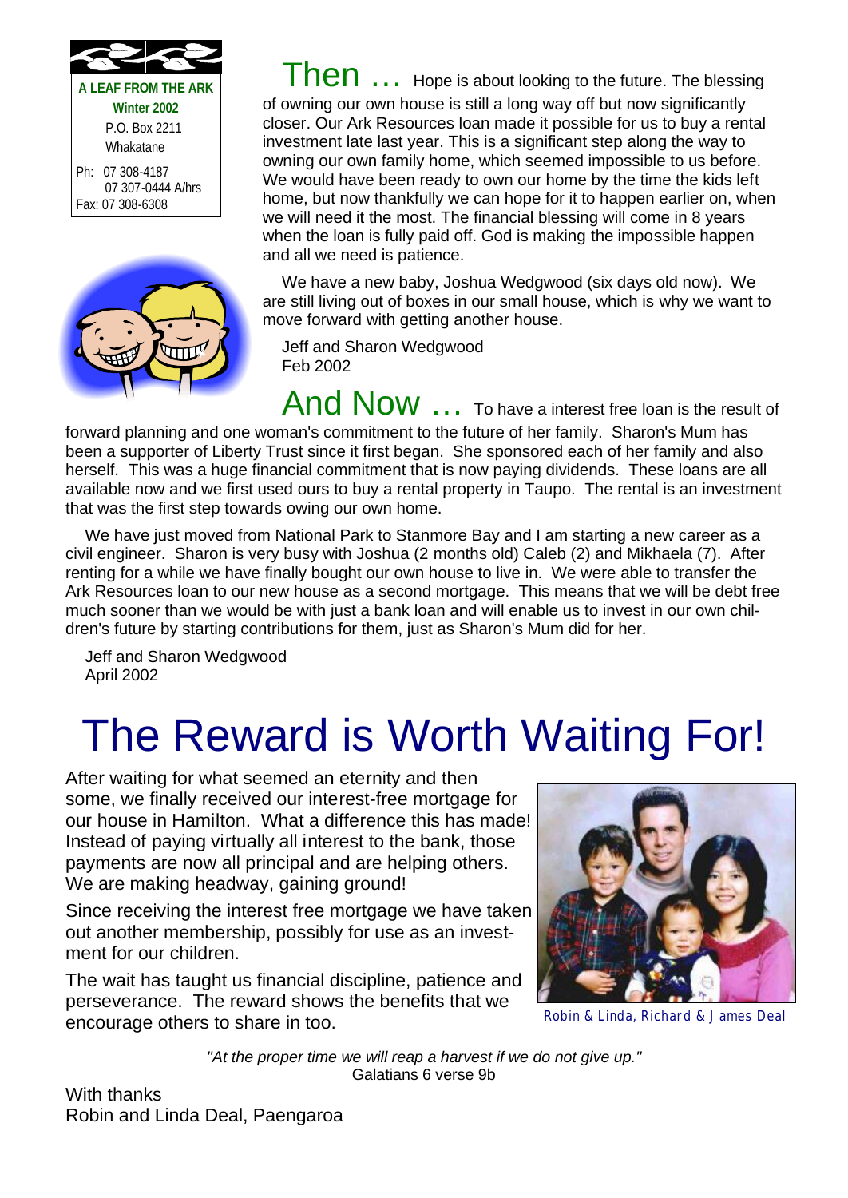A LEAF FROM THE ARK
**Winter 2002**
P.O. Box 2211
Whakatane
Ph: 07 308-4187
07 307-0444 A/hrs
Fax: 07 308-6308

## Then …

Hope is about looking to the future. The blessing of owning our own house is still a long way off but now significantly closer. Our Ark Resources loan made it possible for us to buy a rental investment late last year. This is a significant step along the way to owning our own family home, which seemed impossible to us before. We would have been ready to own our home by the time the kids left home, but now thankfully we can hope for it to happen earlier on, when we will need it the most. The financial blessing will come in 8 years when the loan is fully paid off. God is making the impossible happen and all we need is patience.

We have a new baby, Joshua Wedgwood (six days old now). We are still living out of boxes in our small house, which is why we want to move forward with getting another house.

Jeff and Sharon Wedgwood
Feb 2002

## And Now …

To have a interest free loan is the result of forward planning and one woman's commitment to the future of her family. Sharon's Mum has been a supporter of Liberty Trust since it first began. She sponsored each of her family and also herself. This was a huge financial commitment that is now paying dividends. These loans are all available now and we first used ours to buy a rental property in Taupo. The rental is an investment that was the first step towards owing our own home.

We have just moved from National Park to Stanmore Bay and I am starting a new career as a civil engineer. Sharon is very busy with Joshua (2 months old) Caleb (2) and Mikhaela (7). After renting for a while we have finally bought our own house to live in. We were able to transfer the Ark Resources loan to our new house as a second mortgage. This means that we will be debt free much sooner than we would be with just a bank loan and will enable us to invest in our own children's future by starting contributions for them, just as Sharon's Mum did for her.

Jeff and Sharon Wedgwood
April 2002

# The Reward is Worth Waiting For!

After waiting for what seemed an eternity and then some, we finally received our interest-free mortgage for our house in Hamilton. What a difference this has made! Instead of paying virtually all interest to the bank, those payments are now all principal and are helping others. We are making headway, gaining ground!

Since receiving the interest free mortgage we have taken out another membership, possibly for use as an investment for our children.

The wait has taught us financial discipline, patience and perseverance. The reward shows the benefits that we encourage others to share in too.

Robin & Linda, Richard & James Deal

*"At the proper time we will reap a harvest if we do not give up."*
Galatians 6 verse 9b

With thanks
Robin and Linda Deal, Paengaroa